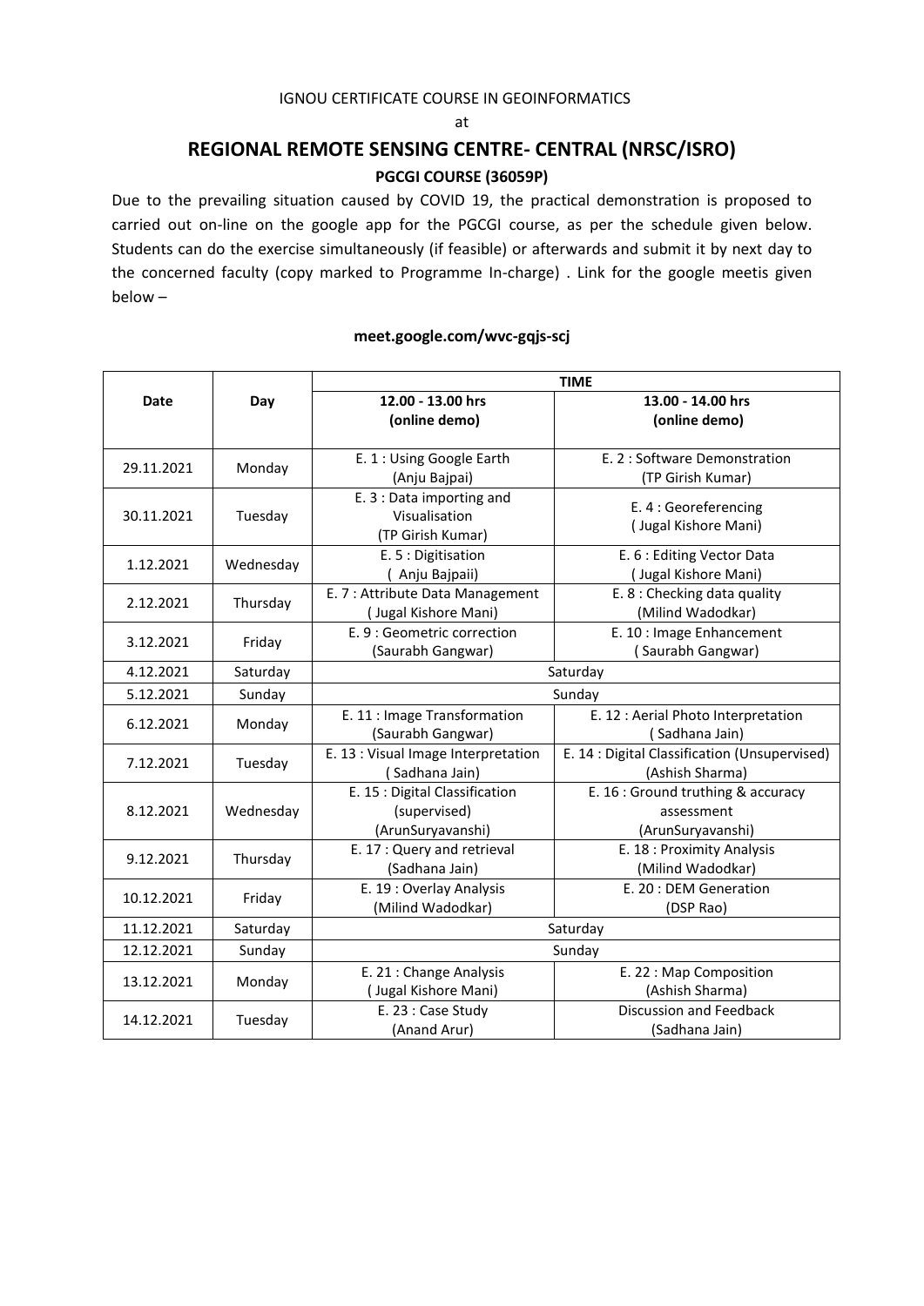IGNOU CERTIFICATE COURSE IN GEOINFORMATICS

at

# REGIONAL REMOTE SENSING CENTRE- CENTRAL (NRSC/ISRO)

## PGCGI COURSE (36059P)

Due to the prevailing situation caused by COVID 19, the practical demonstration is proposed to carried out on-line on the google app for the PGCGI course, as per the schedule given below. Students can do the exercise simultaneously (if feasible) or afterwards and submit it by next day to the concerned faculty (copy marked to Programme In-charge) . Link for the google meetis given below –

**meet.google.com/wvc-gqjs-scj**

| Date | Day | TIME | |
|---|---|---|---|
| | | 12.00 - 13.00 hrs (online demo) | 13.00 - 14.00 hrs (online demo) |
| 29.11.2021 | Monday | E. 1 : Using Google Earth (Anju Bajpai) | E. 2 : Software Demonstration (TP Girish Kumar) |
| 30.11.2021 | Tuesday | E. 3 : Data importing and Visualisation (TP Girish Kumar) | E. 4 : Georeferencing ( Jugal Kishore Mani) |
| 1.12.2021 | Wednesday | E. 5 : Digitisation ( Anju Bajpaii) | E. 6 : Editing Vector Data ( Jugal Kishore Mani) |
| 2.12.2021 | Thursday | E. 7 : Attribute Data Management ( Jugal Kishore Mani) | E. 8 : Checking data quality (Milind Wadodkar) |
| 3.12.2021 | Friday | E. 9 : Geometric correction (Saurabh Gangwar) | E. 10 : Image Enhancement ( Saurabh Gangwar) |
| 4.12.2021 | Saturday | Saturday | |
| 5.12.2021 | Sunday | Sunday | |
| 6.12.2021 | Monday | E. 11 : Image Transformation (Saurabh Gangwar) | E. 12 : Aerial Photo Interpretation ( Sadhana Jain) |
| 7.12.2021 | Tuesday | E. 13 : Visual Image Interpretation ( Sadhana Jain) | E. 14 : Digital Classification (Unsupervised) (Ashish Sharma) |
| 8.12.2021 | Wednesday | E. 15 : Digital Classification (supervised) (ArunSuryavanshi) | E. 16 : Ground truthing & accuracy assessment (ArunSuryavanshi) |
| 9.12.2021 | Thursday | E. 17 : Query and retrieval (Sadhana Jain) | E. 18 : Proximity Analysis (Milind Wadodkar) |
| 10.12.2021 | Friday | E. 19 : Overlay Analysis (Milind Wadodkar) | E. 20 : DEM Generation (DSP Rao) |
| 11.12.2021 | Saturday | Saturday | |
| 12.12.2021 | Sunday | Sunday | |
| 13.12.2021 | Monday | E. 21 : Change Analysis ( Jugal Kishore Mani) | E. 22 : Map Composition (Ashish Sharma) |
| 14.12.2021 | Tuesday | E. 23 : Case Study (Anand Arur) | Discussion and Feedback (Sadhana Jain) |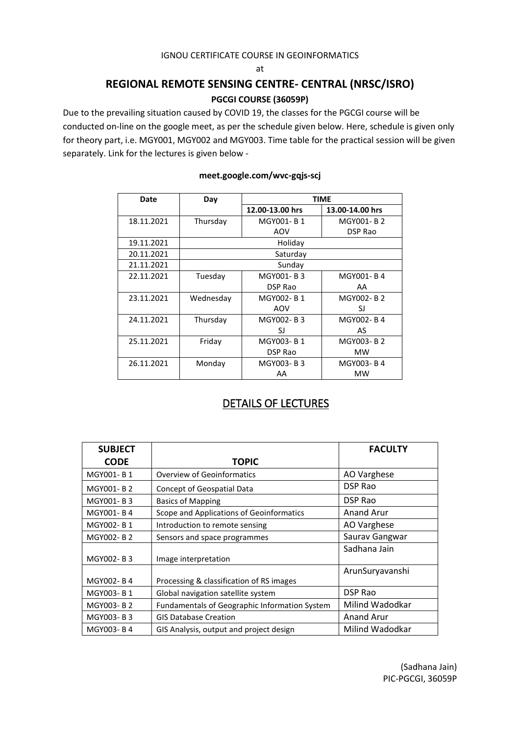IGNOU CERTIFICATE COURSE IN GEOINFORMATICS

at

## REGIONAL REMOTE SENSING CENTRE- CENTRAL (NRSC/ISRO)

### PGCGI COURSE (36059P)

Due to the prevailing situation caused by COVID 19, the classes for the PGCGI course will be conducted on-line on the google meet, as per the schedule given below. Here, schedule is given only for theory part, i.e. MGY001, MGY002 and MGY003. Time table for the practical session will be given separately. Link for the lectures is given below -

**meet.google.com/wvc-gqjs-scj**

| Date | Day | TIME | |
|---|---|---|---|
| | | 12.00-13.00 hrs | 13.00-14.00 hrs |
| 18.11.2021 | Thursday | MGY001- B 1<br>AOV | MGY001- B 2<br>DSP Rao |
| 19.11.2021 | Holiday | | |
| 20.11.2021 | Saturday | | |
| 21.11.2021 | Sunday | | |
| 22.11.2021 | Tuesday | MGY001- B 3<br>DSP Rao | MGY001- B 4<br>AA |
| 23.11.2021 | Wednesday | MGY002- B 1<br>AOV | MGY002- B 2<br>SJ |
| 24.11.2021 | Thursday | MGY002- B 3<br>SJ | MGY002- B 4<br>AS |
| 25.11.2021 | Friday | MGY003- B 1<br>DSP Rao | MGY003- B 2<br>MW |
| 26.11.2021 | Monday | MGY003- B 3<br>AA | MGY003- B 4<br>MW |

## DETAILS OF LECTURES

| SUBJECT CODE | TOPIC | FACULTY |
|---|---|---|
| MGY001- B 1 | Overview of Geoinformatics | AO Varghese |
| MGY001- B 2 | Concept of Geospatial Data | DSP Rao |
| MGY001- B 3 | Basics of Mapping | DSP Rao |
| MGY001- B 4 | Scope and Applications of Geoinformatics | Anand Arur |
| MGY002- B 1 | Introduction to remote sensing | AO Varghese |
| MGY002- B 2 | Sensors and space programmes | Saurav Gangwar |
| MGY002- B 3 | Image interpretation | Sadhana Jain |
| MGY002- B 4 | Processing & classification of RS images | ArunSuryavanshi |
| MGY003- B 1 | Global navigation satellite system | DSP Rao |
| MGY003- B 2 | Fundamentals of Geographic Information System | Milind Wadodkar |
| MGY003- B 3 | GIS Database Creation | Anand Arur |
| MGY003- B 4 | GIS Analysis, output and project design | Milind Wadodkar |

(Sadhana Jain)
PIC-PGCGI, 36059P